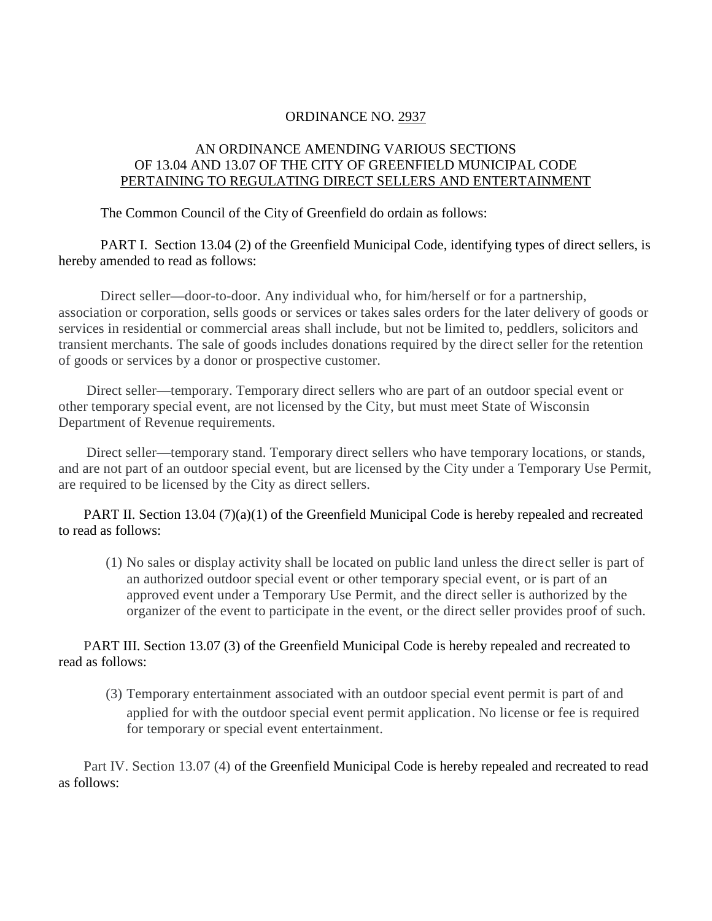# ORDINANCE NO. 2937

## AN ORDINANCE AMENDING VARIOUS SECTIONS OF 13.04 AND 13.07 OF THE CITY OF GREENFIELD MUNICIPAL CODE PERTAINING TO REGULATING DIRECT SELLERS AND ENTERTAINMENT

The Common Council of the City of Greenfield do ordain as follows:

PART I. Section 13.04 (2) of the Greenfield Municipal Code, identifying types of direct sellers, is hereby amended to read as follows:

Direct seller—door-to-door. Any individual who, for him/herself or for a partnership, association or corporation, sells goods or services or takes sales orders for the later delivery of goods or services in residential or commercial areas shall include, but not be limited to, peddlers, solicitors and transient merchants. The sale of goods includes donations required by the direct seller for the retention of goods or services by a donor or prospective customer.

Direct seller—temporary. Temporary direct sellers who are part of an outdoor special event or other temporary special event, are not licensed by the City, but must meet State of Wisconsin Department of Revenue requirements.

Direct seller—temporary stand. Temporary direct sellers who have temporary locations, or stands, and are not part of an outdoor special event, but are licensed by the City under a Temporary Use Permit, are required to be licensed by the City as direct sellers.

PART II. Section 13.04 (7)(a)(1) of the Greenfield Municipal Code is hereby repealed and recreated to read as follows:

(1) No sales or display activity shall be located on public land unless the direct seller is part of an authorized outdoor special event or other temporary special event, or is part of an approved event under a Temporary Use Permit, and the direct seller is authorized by the organizer of the event to participate in the event, or the direct seller provides proof of such.

PART III. Section 13.07 (3) of the Greenfield Municipal Code is hereby repealed and recreated to read as follows:

(3) Temporary entertainment associated with an outdoor special event permit is part of and applied for with the outdoor special event permit application. No license or fee is required for temporary or special event entertainment.

Part IV. Section 13.07 (4) of the Greenfield Municipal Code is hereby repealed and recreated to read as follows: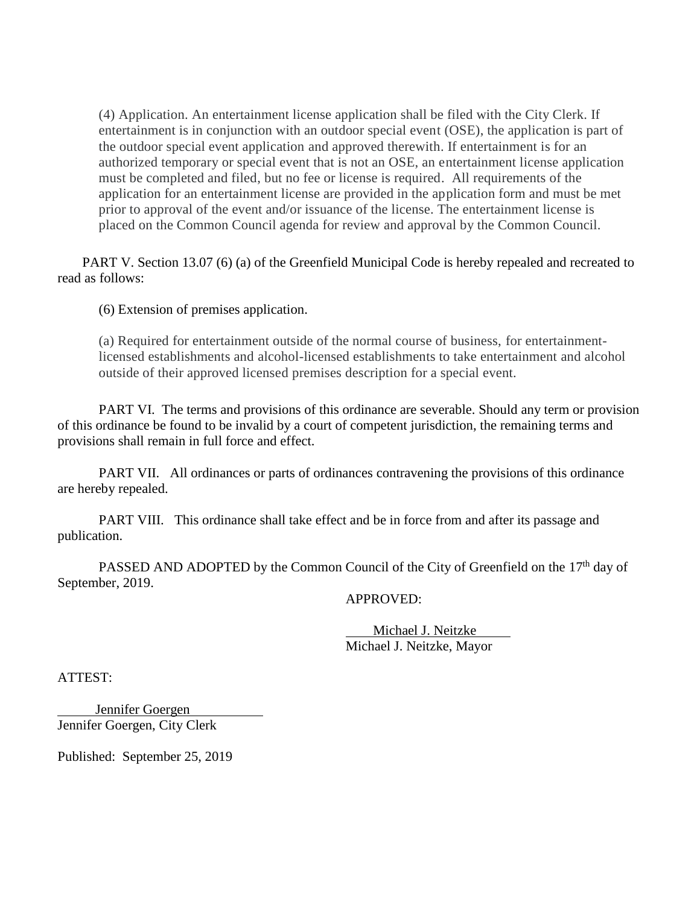(4) Application. An entertainment license application shall be filed with the City Clerk. If entertainment is in conjunction with an outdoor special event (OSE), the application is part of the outdoor special event application and approved therewith. If entertainment is for an authorized temporary or special event that is not an OSE, an entertainment license application must be completed and filed, but no fee or license is required. All requirements of the application for an entertainment license are provided in the application form and must be met prior to approval of the event and/or issuance of the license. The entertainment license is placed on the Common Council agenda for review and approval by the Common Council.

PART V. Section 13.07 (6) (a) of the Greenfield Municipal Code is hereby repealed and recreated to read as follows:

(6) Extension of premises application.

(a) Required for entertainment outside of the normal course of business, for entertainment-licensed establishments and alcohol-licensed establishments to take entertainment and alcohol outside of their approved licensed premises description for a special event.

PART VI. The terms and provisions of this ordinance are severable. Should any term or provision of this ordinance be found to be invalid by a court of competent jurisdiction, the remaining terms and provisions shall remain in full force and effect.

PART VII. All ordinances or parts of ordinances contravening the provisions of this ordinance are hereby repealed.

PART VIII. This ordinance shall take effect and be in force from and after its passage and publication.

PASSED AND ADOPTED by the Common Council of the City of Greenfield on the 17th day of September, 2019.

APPROVED:

Michael J. Neitzke
Michael J. Neitzke, Mayor

ATTEST:

Jennifer Goergen
Jennifer Goergen, City Clerk

Published: September 25, 2019